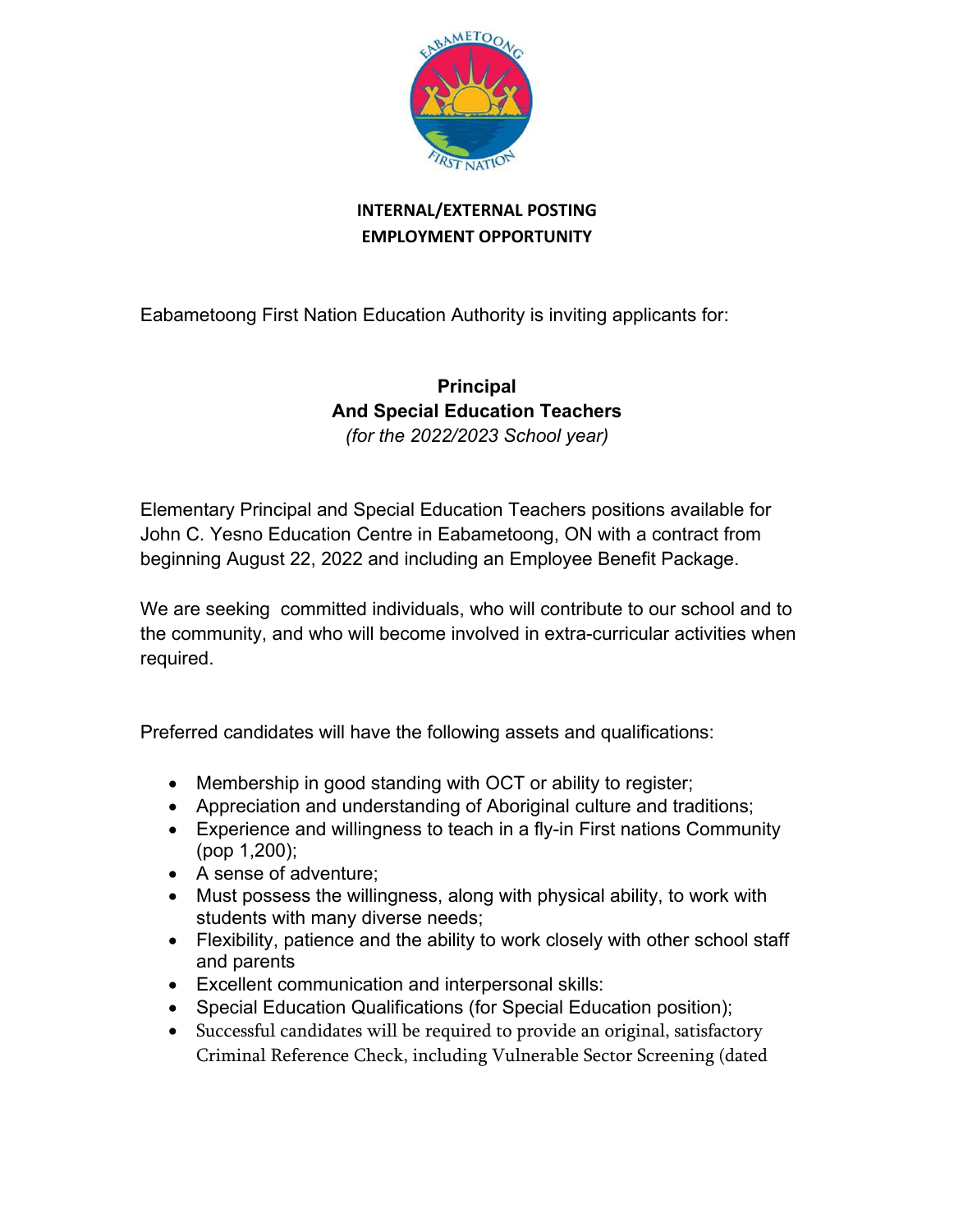**INTERNAL/EXTERNAL POSTING**
**EMPLOYMENT OPPORTUNITY**

Eabametoong First Nation Education Authority is inviting applicants for:

**Principal**
**And Special Education Teachers**
*(for the 2022/2023 School year)*

Elementary Principal and Special Education Teachers positions available for John C. Yesno Education Centre in Eabametoong, ON with a contract from beginning August 22, 2022 and including an Employee Benefit Package.

We are seeking committed individuals, who will contribute to our school and to the community, and who will become involved in extra-curricular activities when required.

Preferred candidates will have the following assets and qualifications:

- Membership in good standing with OCT or ability to register;
- Appreciation and understanding of Aboriginal culture and traditions;
- Experience and willingness to teach in a fly-in First nations Community (pop 1,200);
- A sense of adventure;
- Must possess the willingness, along with physical ability, to work with students with many diverse needs;
- Flexibility, patience and the ability to work closely with other school staff and parents
- Excellent communication and interpersonal skills:
- Special Education Qualifications (for Special Education position);
- Successful candidates will be required to provide an original, satisfactory Criminal Reference Check, including Vulnerable Sector Screening (dated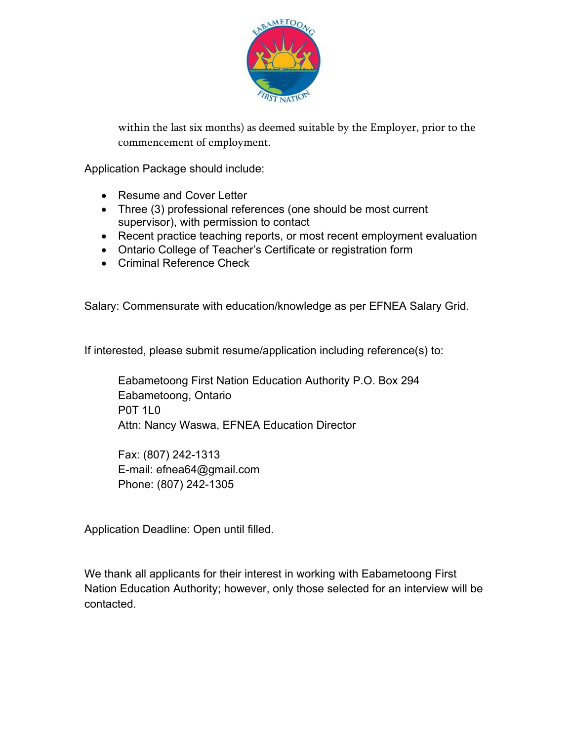within the last six months) as deemed suitable by the Employer, prior to the commencement of employment.

Application Package should include:

- Resume and Cover Letter
- Three (3) professional references (one should be most current supervisor), with permission to contact
- Recent practice teaching reports, or most recent employment evaluation
- Ontario College of Teacher's Certificate or registration form
- Criminal Reference Check

Salary: Commensurate with education/knowledge as per EFNEA Salary Grid.

If interested, please submit resume/application including reference(s) to:

Eabametoong First Nation Education Authority P.O. Box 294
Eabametoong, Ontario
P0T 1L0
Attn: Nancy Waswa, EFNEA Education Director

Fax: (807) 242-1313
E-mail: efnea64@gmail.com
Phone: (807) 242-1305

Application Deadline: Open until filled.

We thank all applicants for their interest in working with Eabametoong First Nation Education Authority; however, only those selected for an interview will be contacted.